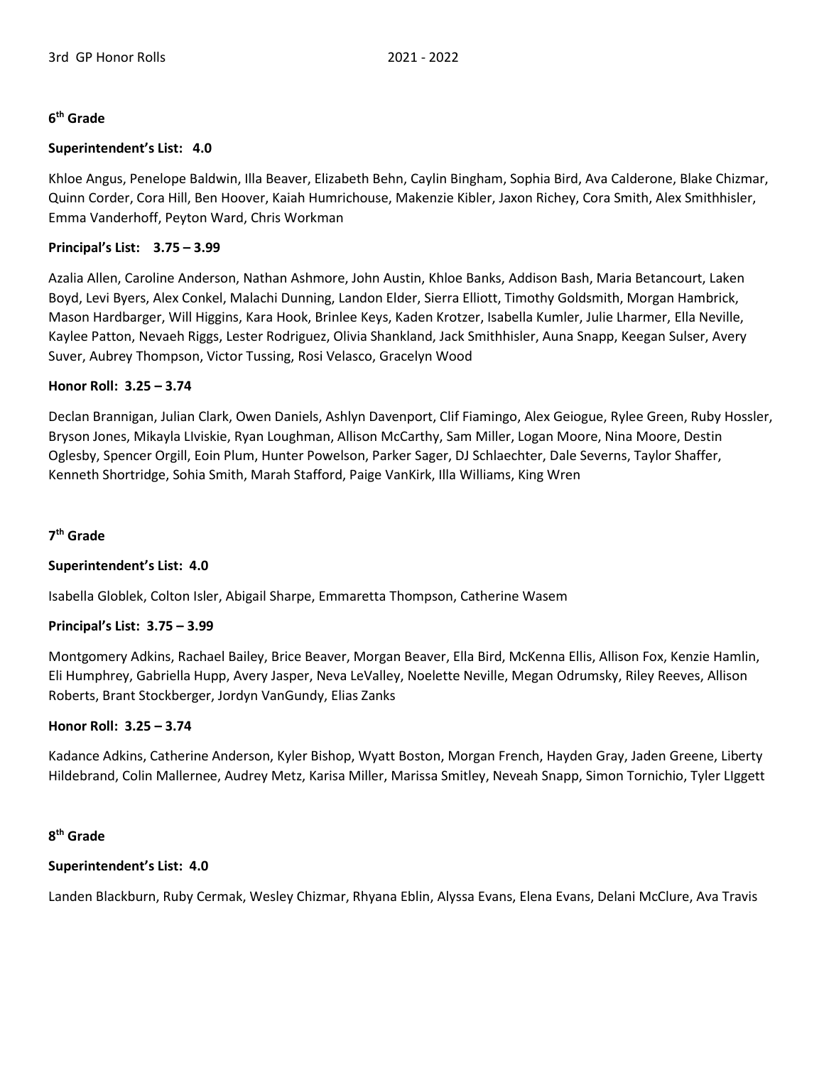3rd GP Honor Rolls 2021 - 2022

## 6th Grade

**Superintendent's List: 4.0**

Khloe Angus, Penelope Baldwin, Illa Beaver, Elizabeth Behn, Caylin Bingham, Sophia Bird, Ava Calderone, Blake Chizmar, Quinn Corder, Cora Hill, Ben Hoover, Kaiah Humrichouse, Makenzie Kibler, Jaxon Richey, Cora Smith, Alex Smithhisler, Emma Vanderhoff, Peyton Ward, Chris Workman

**Principal's List: 3.75 – 3.99**

Azalia Allen, Caroline Anderson, Nathan Ashmore, John Austin, Khloe Banks, Addison Bash, Maria Betancourt, Laken Boyd, Levi Byers, Alex Conkel, Malachi Dunning, Landon Elder, Sierra Elliott, Timothy Goldsmith, Morgan Hambrick, Mason Hardbarger, Will Higgins, Kara Hook, Brinlee Keys, Kaden Krotzer, Isabella Kumler, Julie Lharmer, Ella Neville, Kaylee Patton, Nevaeh Riggs, Lester Rodriguez, Olivia Shankland, Jack Smithhisler, Auna Snapp, Keegan Sulser, Avery Suver, Aubrey Thompson, Victor Tussing, Rosi Velasco, Gracelyn Wood

**Honor Roll: 3.25 – 3.74**

Declan Brannigan, Julian Clark, Owen Daniels, Ashlyn Davenport, Clif Fiamingo, Alex Geiogue, Rylee Green, Ruby Hossler, Bryson Jones, Mikayla LIviskie, Ryan Loughman, Allison McCarthy, Sam Miller, Logan Moore, Nina Moore, Destin Oglesby, Spencer Orgill, Eoin Plum, Hunter Powelson, Parker Sager, DJ Schlaechter, Dale Severns, Taylor Shaffer, Kenneth Shortridge, Sohia Smith, Marah Stafford, Paige VanKirk, Illa Williams, King Wren

## 7th Grade

**Superintendent's List: 4.0**

Isabella Globlek, Colton Isler, Abigail Sharpe, Emmaretta Thompson, Catherine Wasem

**Principal's List: 3.75 – 3.99**

Montgomery Adkins, Rachael Bailey, Brice Beaver, Morgan Beaver, Ella Bird, McKenna Ellis, Allison Fox, Kenzie Hamlin, Eli Humphrey, Gabriella Hupp, Avery Jasper, Neva LeValley, Noelette Neville, Megan Odrumsky, Riley Reeves, Allison Roberts, Brant Stockberger, Jordyn VanGundy, Elias Zanks

**Honor Roll: 3.25 – 3.74**

Kadance Adkins, Catherine Anderson, Kyler Bishop, Wyatt Boston, Morgan French, Hayden Gray, Jaden Greene, Liberty Hildebrand, Colin Mallernee, Audrey Metz, Karisa Miller, Marissa Smitley, Neveah Snapp, Simon Tornichio, Tyler LIggett

## 8th Grade

**Superintendent's List: 4.0**

Landen Blackburn, Ruby Cermak, Wesley Chizmar, Rhyana Eblin, Alyssa Evans, Elena Evans, Delani McClure, Ava Travis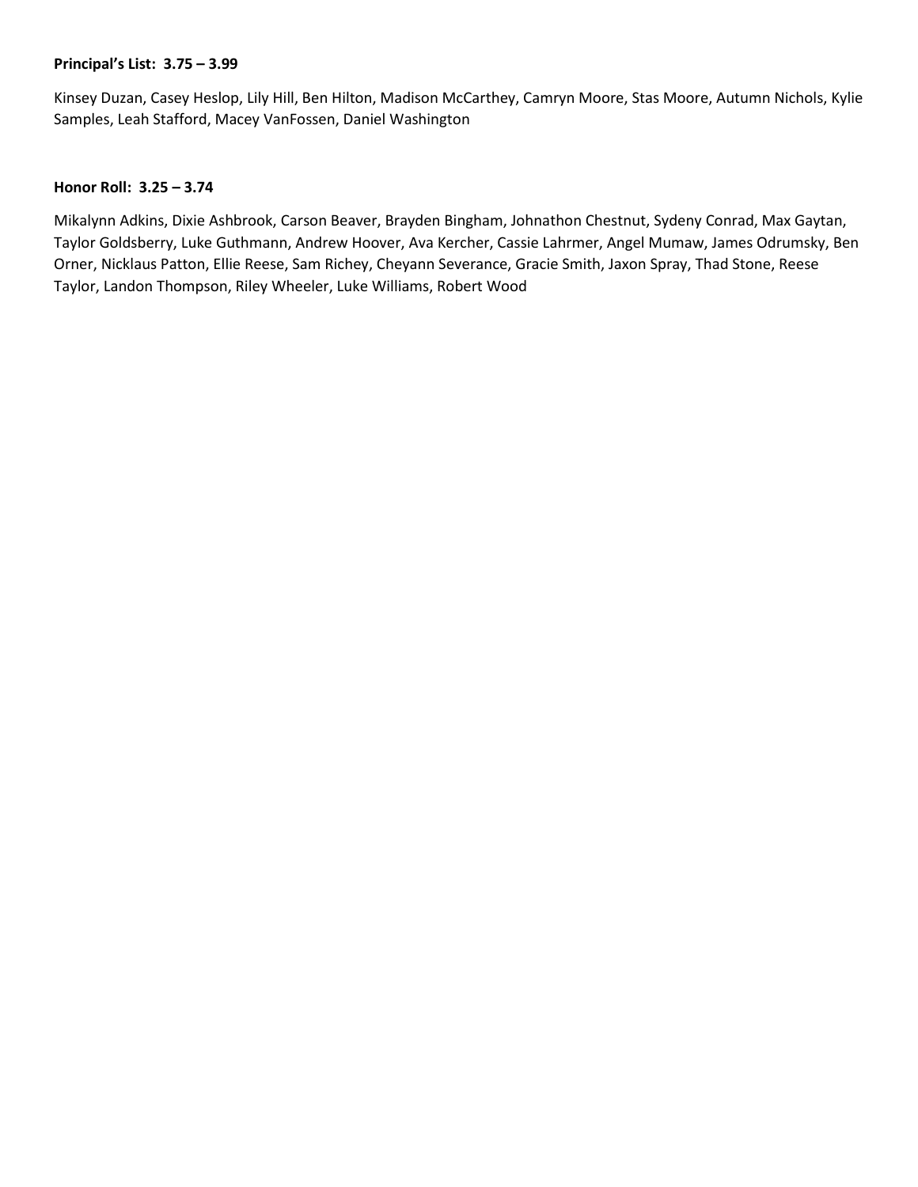**Principal's List: 3.75 – 3.99**

Kinsey Duzan, Casey Heslop, Lily Hill, Ben Hilton, Madison McCarthey, Camryn Moore, Stas Moore, Autumn Nichols, Kylie Samples, Leah Stafford, Macey VanFossen, Daniel Washington

**Honor Roll: 3.25 – 3.74**

Mikalynn Adkins, Dixie Ashbrook, Carson Beaver, Brayden Bingham, Johnathon Chestnut, Sydeny Conrad, Max Gaytan, Taylor Goldsberry, Luke Guthmann, Andrew Hoover, Ava Kercher, Cassie Lahrmer, Angel Mumaw, James Odrumsky, Ben Orner, Nicklaus Patton, Ellie Reese, Sam Richey, Cheyann Severance, Gracie Smith, Jaxon Spray, Thad Stone, Reese Taylor, Landon Thompson, Riley Wheeler, Luke Williams, Robert Wood